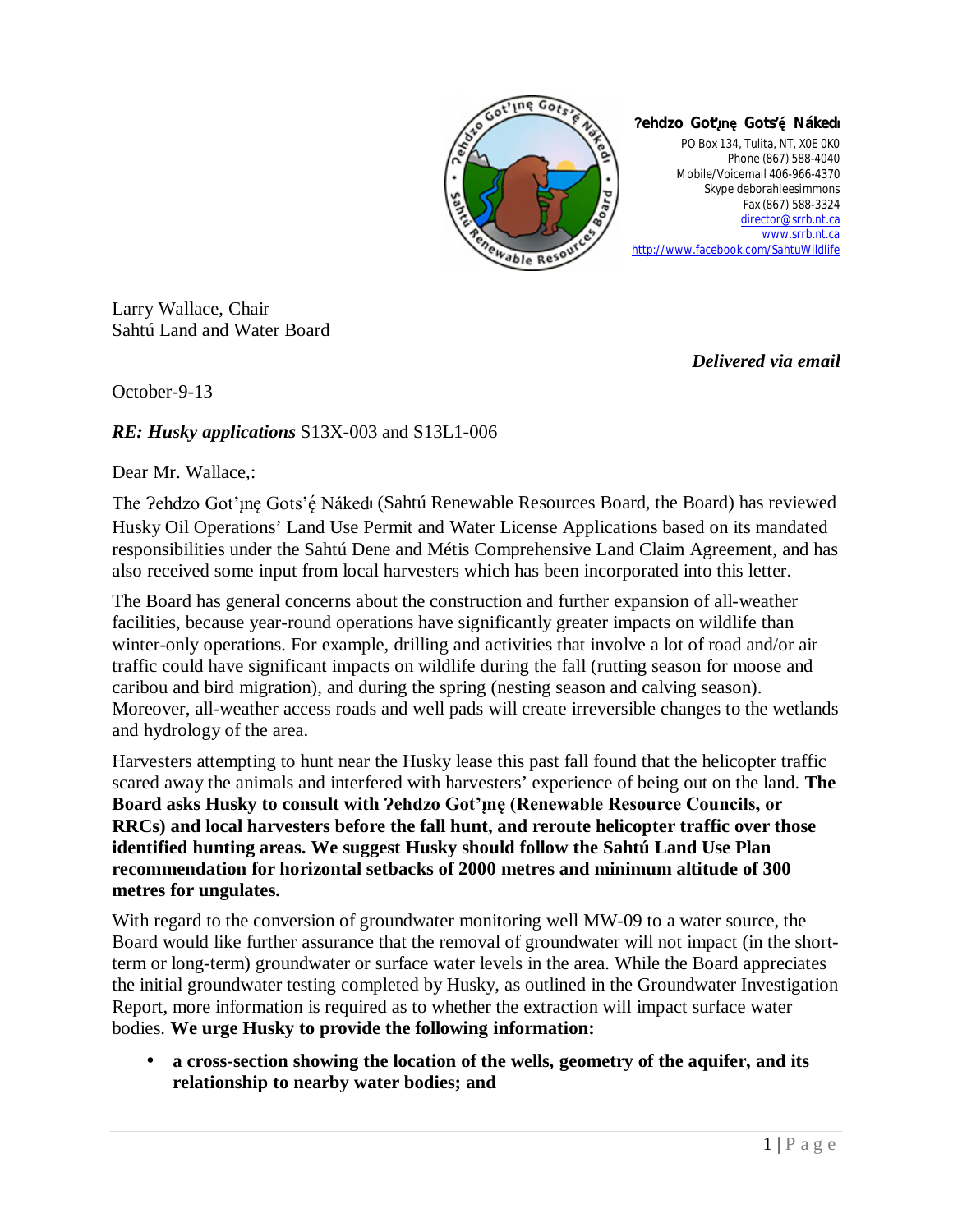**ʔehdzo Got'įnę Gots'ę́ Nákedı**

PO Box 134, Tulita, NT, X0E 0K0
Phone (867) 588-4040
Mobile/Voicemail 406-966-4370
Skype deborahleesimmons
Fax (867) 588-3324
director@srrb.nt.ca
www.srrb.nt.ca
http://www.facebook.com/SahtuWildlife

Larry Wallace, Chair
Sahtú Land and Water Board

***Delivered via email***

October-9-13

***RE: Husky applications*** S13X-003 and S13L1-006

Dear Mr. Wallace,:

The ʔehdzo Got'įnę Gots'ę́ Nákedı (Sahtú Renewable Resources Board, the Board) has reviewed Husky Oil Operations' Land Use Permit and Water License Applications based on its mandated responsibilities under the Sahtú Dene and Métis Comprehensive Land Claim Agreement, and has also received some input from local harvesters which has been incorporated into this letter.

The Board has general concerns about the construction and further expansion of all-weather facilities, because year-round operations have significantly greater impacts on wildlife than winter-only operations. For example, drilling and activities that involve a lot of road and/or air traffic could have significant impacts on wildlife during the fall (rutting season for moose and caribou and bird migration), and during the spring (nesting season and calving season). Moreover, all-weather access roads and well pads will create irreversible changes to the wetlands and hydrology of the area.

Harvesters attempting to hunt near the Husky lease this past fall found that the helicopter traffic scared away the animals and interfered with harvesters' experience of being out on the land. **The Board asks Husky to consult with ʔehdzo Got'įnę (Renewable Resource Councils, or RRCs) and local harvesters before the fall hunt, and reroute helicopter traffic over those identified hunting areas. We suggest Husky should follow the Sahtú Land Use Plan recommendation for horizontal setbacks of 2000 metres and minimum altitude of 300 metres for ungulates.**

With regard to the conversion of groundwater monitoring well MW-09 to a water source, the Board would like further assurance that the removal of groundwater will not impact (in the short-term or long-term) groundwater or surface water levels in the area. While the Board appreciates the initial groundwater testing completed by Husky, as outlined in the Groundwater Investigation Report, more information is required as to whether the extraction will impact surface water bodies. **We urge Husky to provide the following information:**

- **a cross-section showing the location of the wells, geometry of the aquifer, and its relationship to nearby water bodies; and**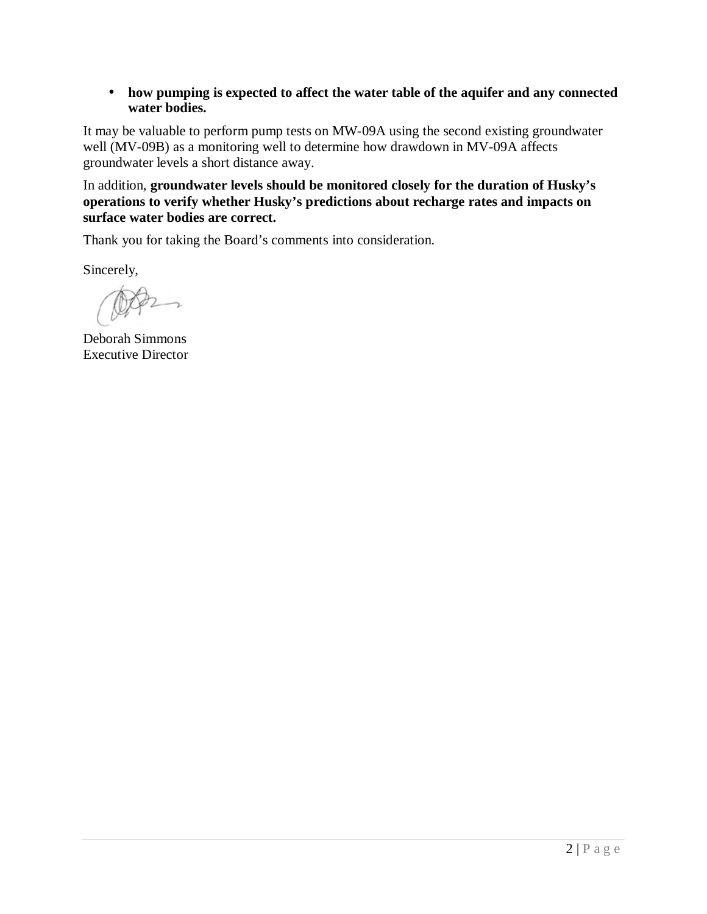- **how pumping is expected to affect the water table of the aquifer and any connected water bodies.**

It may be valuable to perform pump tests on MW-09A using the second existing groundwater well (MV-09B) as a monitoring well to determine how drawdown in MV-09A affects groundwater levels a short distance away.

In addition, **groundwater levels should be monitored closely for the duration of Husky's operations to verify whether Husky's predictions about recharge rates and impacts on surface water bodies are correct.**

Thank you for taking the Board's comments into consideration.

Sincerely,

Deborah Simmons
Executive Director